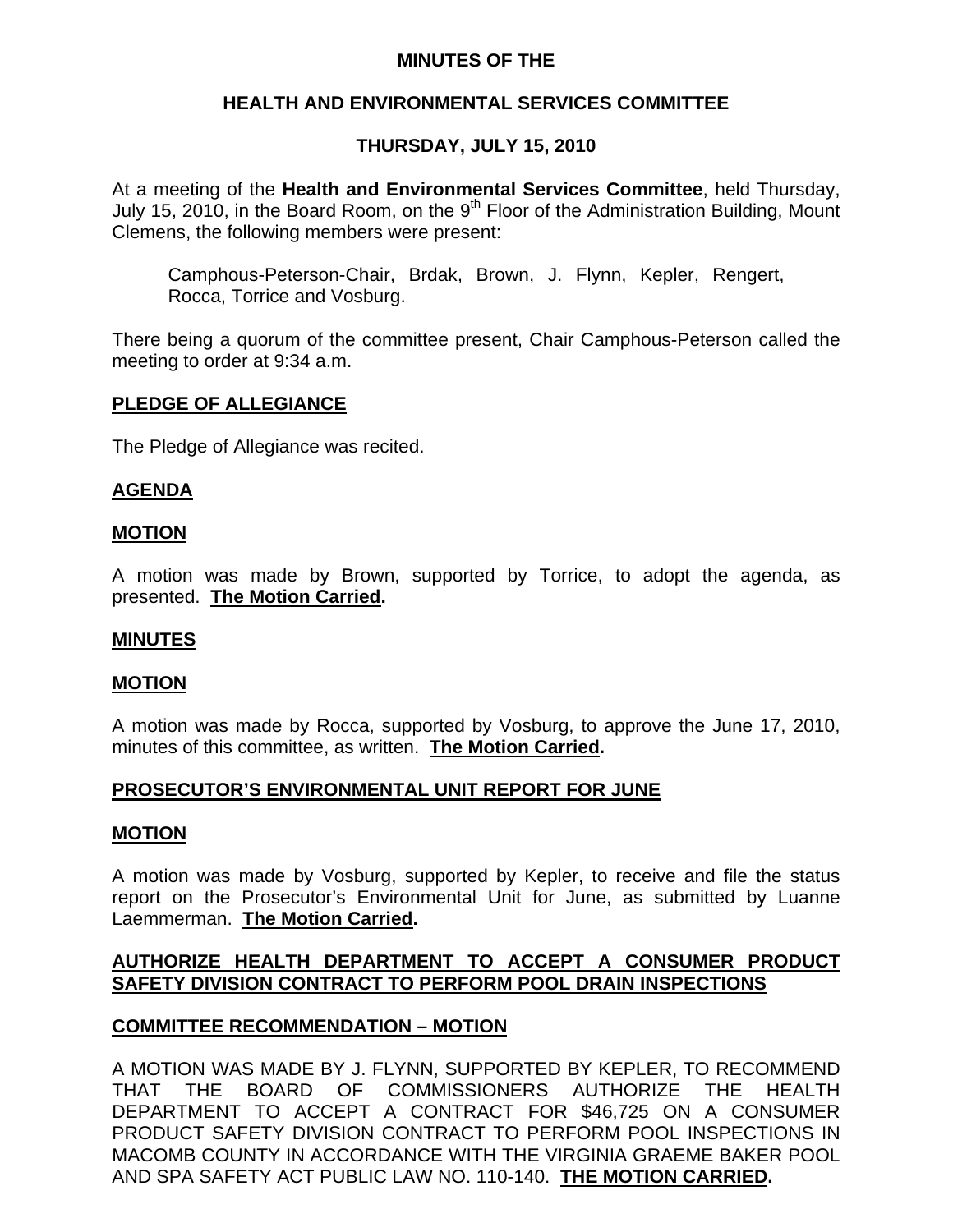# MINUTES OF THE

## HEALTH AND ENVIRONMENTAL SERVICES COMMITTEE

### THURSDAY, JULY 15, 2010

At a meeting of the **Health and Environmental Services Committee**, held Thursday, July 15, 2010, in the Board Room, on the 9th Floor of the Administration Building, Mount Clemens, the following members were present:

> Camphous-Peterson-Chair, Brdak, Brown, J. Flynn, Kepler, Rengert, Rocca, Torrice and Vosburg.

There being a quorum of the committee present, Chair Camphous-Peterson called the meeting to order at 9:34 a.m.

**PLEDGE OF ALLEGIANCE**

The Pledge of Allegiance was recited.

**AGENDA**

**MOTION**

A motion was made by Brown, supported by Torrice, to adopt the agenda, as presented. **The Motion Carried.**

**MINUTES**

**MOTION**

A motion was made by Rocca, supported by Vosburg, to approve the June 17, 2010, minutes of this committee, as written. **The Motion Carried.**

**PROSECUTOR'S ENVIRONMENTAL UNIT REPORT FOR JUNE**

**MOTION**

A motion was made by Vosburg, supported by Kepler, to receive and file the status report on the Prosecutor's Environmental Unit for June, as submitted by Luanne Laemmerman. **The Motion Carried.**

**AUTHORIZE HEALTH DEPARTMENT TO ACCEPT A CONSUMER PRODUCT SAFETY DIVISION CONTRACT TO PERFORM POOL DRAIN INSPECTIONS**

**COMMITTEE RECOMMENDATION – MOTION**

A MOTION WAS MADE BY J. FLYNN, SUPPORTED BY KEPLER, TO RECOMMEND THAT THE BOARD OF COMMISSIONERS AUTHORIZE THE HEALTH DEPARTMENT TO ACCEPT A CONTRACT FOR $46,725 ON A CONSUMER PRODUCT SAFETY DIVISION CONTRACT TO PERFORM POOL INSPECTIONS IN MACOMB COUNTY IN ACCORDANCE WITH THE VIRGINIA GRAEME BAKER POOL AND SPA SAFETY ACT PUBLIC LAW NO. 110-140. **THE MOTION CARRIED.**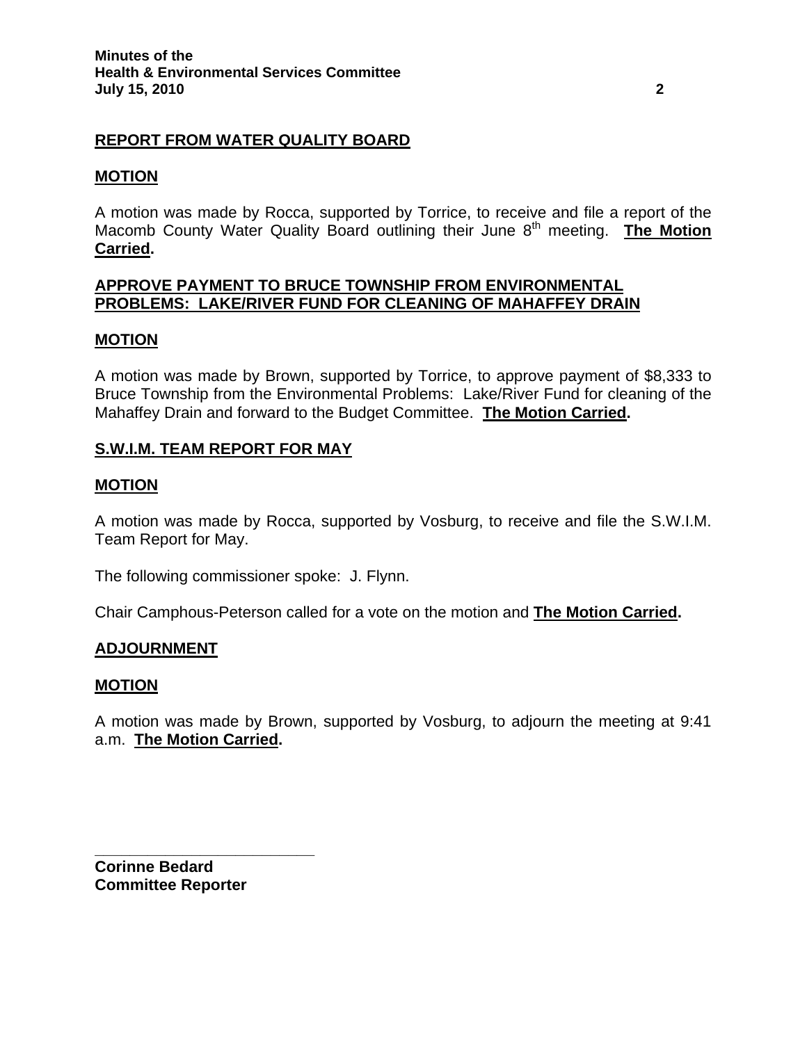## REPORT FROM WATER QUALITY BOARD

### MOTION

A motion was made by Rocca, supported by Torrice, to receive and file a report of the Macomb County Water Quality Board outlining their June 8$^{th}$ meeting. **The Motion Carried.**

## APPROVE PAYMENT TO BRUCE TOWNSHIP FROM ENVIRONMENTAL PROBLEMS: LAKE/RIVER FUND FOR CLEANING OF MAHAFFEY DRAIN

### MOTION

A motion was made by Brown, supported by Torrice, to approve payment of $8,333 to Bruce Township from the Environmental Problems: Lake/River Fund for cleaning of the Mahaffey Drain and forward to the Budget Committee. **The Motion Carried.**

## S.W.I.M. TEAM REPORT FOR MAY

### MOTION

A motion was made by Rocca, supported by Vosburg, to receive and file the S.W.I.M. Team Report for May.

The following commissioner spoke: J. Flynn.

Chair Camphous-Peterson called for a vote on the motion and **The Motion Carried.**

## ADJOURNMENT

### MOTION

A motion was made by Brown, supported by Vosburg, to adjourn the meeting at 9:41 a.m. **The Motion Carried.**

\_\_\_\_\_\_\_\_\_\_\_\_\_\_\_\_\_\_\_\_\_\_\_\_\_\_

**Corinne Bedard**
**Committee Reporter**